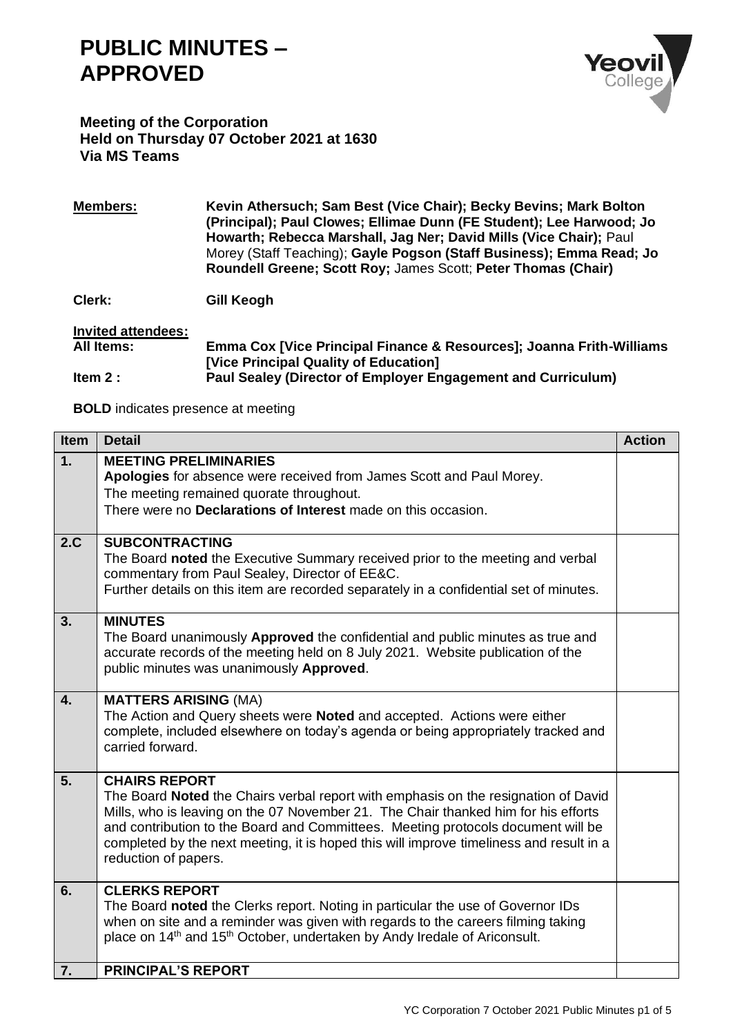# PUBLIC MINUTES – APPROVED

**Meeting of the Corporation**
**Held on Thursday 07 October 2021 at 1630**
**Via MS Teams**

**Members:** **Kevin Athersuch; Sam Best (Vice Chair); Becky Bevins; Mark Bolton (Principal); Paul Clowes; Ellimae Dunn (FE Student); Lee Harwood; Jo Howarth; Rebecca Marshall, Jag Ner; David Mills (Vice Chair);** Paul Morey (Staff Teaching); **Gayle Pogson (Staff Business); Emma Read; Jo Roundell Greene; Scott Roy;** James Scott; **Peter Thomas (Chair)**

**Clerk:** **Gill Keogh**

**Invited attendees:**
**All Items:** **Emma Cox [Vice Principal Finance & Resources]; Joanna Frith-Williams [Vice Principal Quality of Education]**
**Item 2 :** **Paul Sealey (Director of Employer Engagement and Curriculum)**

**BOLD** indicates presence at meeting

| Item | Detail | Action |
|---|---|---|
| 1. | **MEETING PRELIMINARIES**<br>**Apologies** for absence were received from James Scott and Paul Morey.<br>The meeting remained quorate throughout.<br>There were no **Declarations of Interest** made on this occasion. | |
| 2.C | **SUBCONTRACTING**<br>The Board **noted** the Executive Summary received prior to the meeting and verbal commentary from Paul Sealey, Director of EE&C.<br>Further details on this item are recorded separately in a confidential set of minutes. | |
| 3. | **MINUTES**<br>The Board unanimously **Approved** the confidential and public minutes as true and accurate records of the meeting held on 8 July 2021. Website publication of the public minutes was unanimously **Approved**. | |
| 4. | **MATTERS ARISING** (MA)<br>The Action and Query sheets were **Noted** and accepted. Actions were either complete, included elsewhere on today's agenda or being appropriately tracked and carried forward. | |
| 5. | **CHAIRS REPORT**<br>The Board **Noted** the Chairs verbal report with emphasis on the resignation of David Mills, who is leaving on the 07 November 21. The Chair thanked him for his efforts and contribution to the Board and Committees. Meeting protocols document will be completed by the next meeting, it is hoped this will improve timeliness and result in a reduction of papers. | |
| 6. | **CLERKS REPORT**<br>The Board **noted** the Clerks report. Noting in particular the use of Governor IDs when on site and a reminder was given with regards to the careers filming taking place on 14th and 15th October, undertaken by Andy Iredale of Ariconsult. | |
| 7. | **PRINCIPAL'S REPORT** | |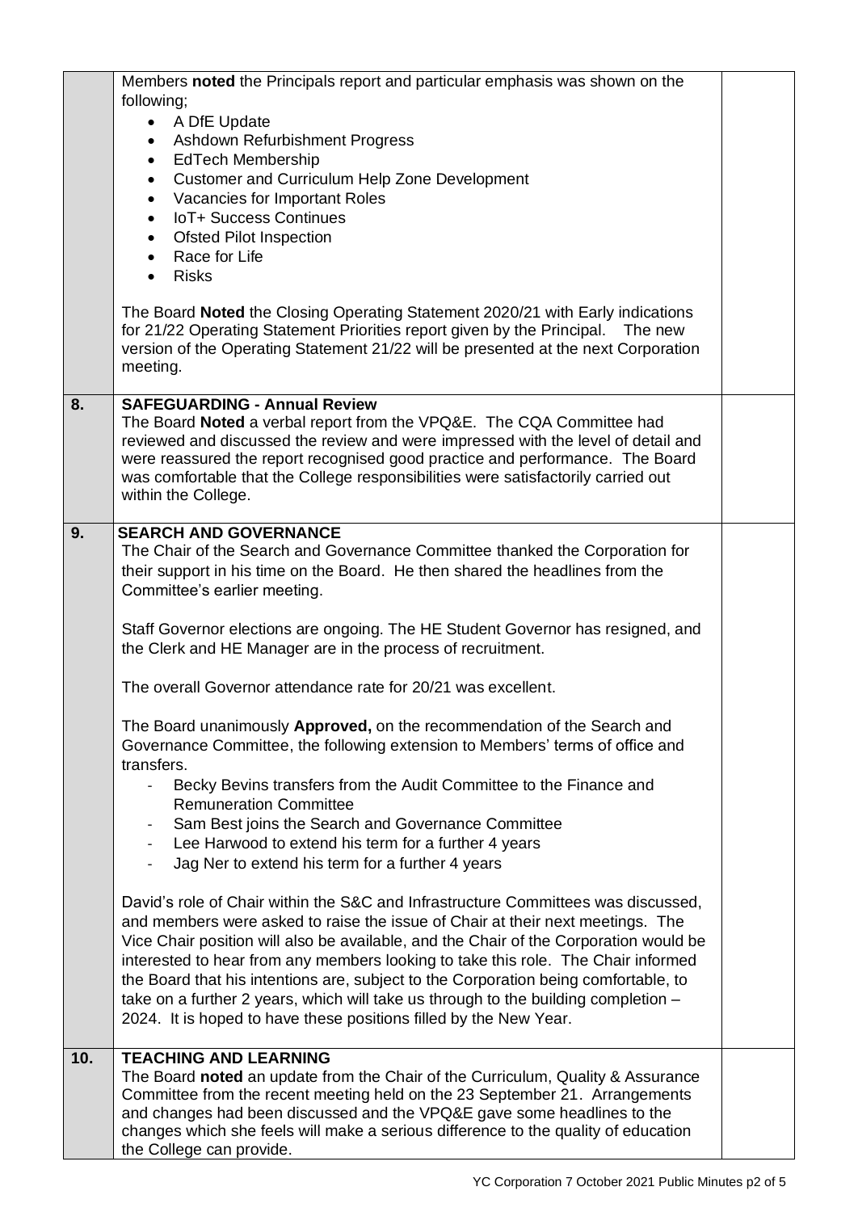| | | |
|---|---|---|
| | Members **noted** the Principals report and particular emphasis was shown on the following;<br>• A DfE Update<br>• Ashdown Refurbishment Progress<br>• EdTech Membership<br>• Customer and Curriculum Help Zone Development<br>• Vacancies for Important Roles<br>• IoT+ Success Continues<br>• Ofsted Pilot Inspection<br>• Race for Life<br>• Risks<br><br>The Board **Noted** the Closing Operating Statement 2020/21 with Early indications for 21/22 Operating Statement Priorities report given by the Principal. The new version of the Operating Statement 21/22 will be presented at the next Corporation meeting. | |
| **8.** | **SAFEGUARDING - Annual Review**<br>The Board **Noted** a verbal report from the VPQ&E. The CQA Committee had reviewed and discussed the review and were impressed with the level of detail and were reassured the report recognised good practice and performance. The Board was comfortable that the College responsibilities were satisfactorily carried out within the College. | |
| **9.** | **SEARCH AND GOVERNANCE**<br>The Chair of the Search and Governance Committee thanked the Corporation for their support in his time on the Board. He then shared the headlines from the Committee's earlier meeting.<br><br>Staff Governor elections are ongoing. The HE Student Governor has resigned, and the Clerk and HE Manager are in the process of recruitment.<br><br>The overall Governor attendance rate for 20/21 was excellent.<br><br>The Board unanimously **Approved,** on the recommendation of the Search and Governance Committee, the following extension to Members' terms of office and transfers.<br>- Becky Bevins transfers from the Audit Committee to the Finance and Remuneration Committee<br>- Sam Best joins the Search and Governance Committee<br>- Lee Harwood to extend his term for a further 4 years<br>- Jag Ner to extend his term for a further 4 years<br><br>David's role of Chair within the S&C and Infrastructure Committees was discussed, and members were asked to raise the issue of Chair at their next meetings. The Vice Chair position will also be available, and the Chair of the Corporation would be interested to hear from any members looking to take this role. The Chair informed the Board that his intentions are, subject to the Corporation being comfortable, to take on a further 2 years, which will take us through to the building completion – 2024. It is hoped to have these positions filled by the New Year. | |
| **10.** | **TEACHING AND LEARNING**<br>The Board **noted** an update from the Chair of the Curriculum, Quality & Assurance Committee from the recent meeting held on the 23 September 21. Arrangements and changes had been discussed and the VPQ&E gave some headlines to the changes which she feels will make a serious difference to the quality of education the College can provide. | |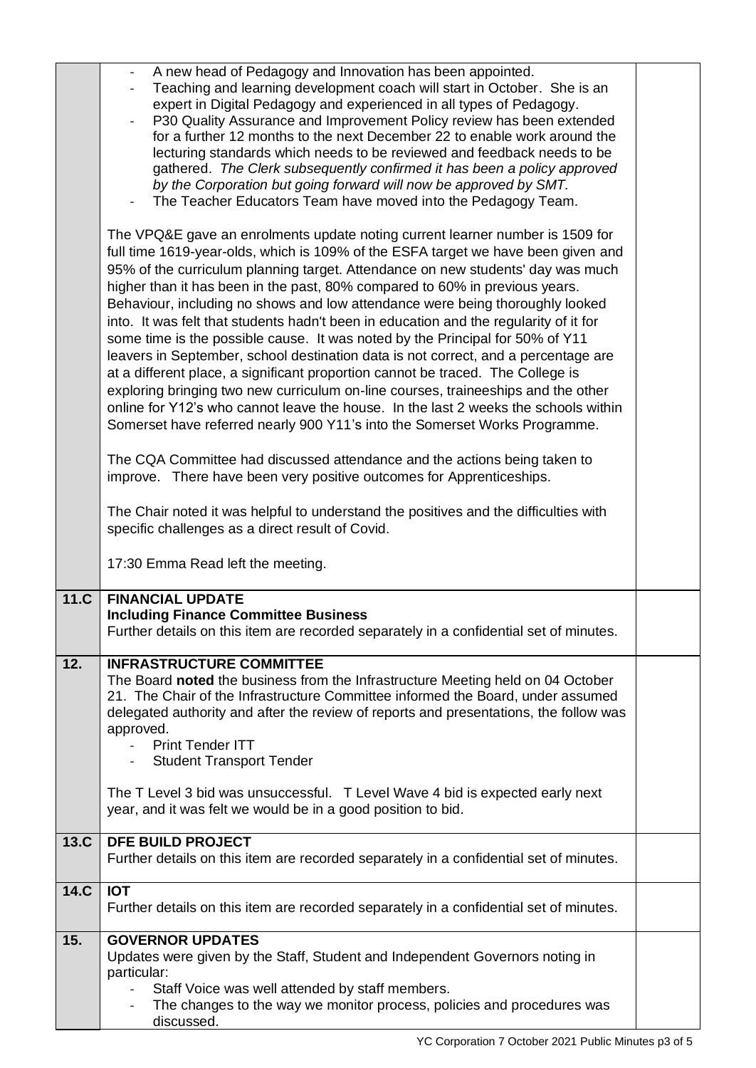| | | |
|---|---|---|
| | - A new head of Pedagogy and Innovation has been appointed.<br>- Teaching and learning development coach will start in October. She is an expert in Digital Pedagogy and experienced in all types of Pedagogy.<br>- P30 Quality Assurance and Improvement Policy review has been extended for a further 12 months to the next December 22 to enable work around the lecturing standards which needs to be reviewed and feedback needs to be gathered. *The Clerk subsequently confirmed it has been a policy approved by the Corporation but going forward will now be approved by SMT.*<br>- The Teacher Educators Team have moved into the Pedagogy Team.<br><br>The VPQ&E gave an enrolments update noting current learner number is 1509 for full time 1619-year-olds, which is 109% of the ESFA target we have been given and 95% of the curriculum planning target. Attendance on new students' day was much higher than it has been in the past, 80% compared to 60% in previous years. Behaviour, including no shows and low attendance were being thoroughly looked into. It was felt that students hadn't been in education and the regularity of it for some time is the possible cause. It was noted by the Principal for 50% of Y11 leavers in September, school destination data is not correct, and a percentage are at a different place, a significant proportion cannot be traced. The College is exploring bringing two new curriculum on-line courses, traineeships and the other online for Y12's who cannot leave the house. In the last 2 weeks the schools within Somerset have referred nearly 900 Y11's into the Somerset Works Programme.<br><br>The CQA Committee had discussed attendance and the actions being taken to improve. There have been very positive outcomes for Apprenticeships.<br><br>The Chair noted it was helpful to understand the positives and the difficulties with specific challenges as a direct result of Covid.<br><br>17:30 Emma Read left the meeting. | |
| **11.C** | **FINANCIAL UPDATE**<br>**Including Finance Committee Business**<br>Further details on this item are recorded separately in a confidential set of minutes. | |
| **12.** | **INFRASTRUCTURE COMMITTEE**<br>The Board **noted** the business from the Infrastructure Meeting held on 04 October 21. The Chair of the Infrastructure Committee informed the Board, under assumed delegated authority and after the review of reports and presentations, the follow was approved.<br>- Print Tender ITT<br>- Student Transport Tender<br><br>The T Level 3 bid was unsuccessful. T Level Wave 4 bid is expected early next year, and it was felt we would be in a good position to bid. | |
| **13.C** | **DFE BUILD PROJECT**<br>Further details on this item are recorded separately in a confidential set of minutes. | |
| **14.C** | **IOT**<br>Further details on this item are recorded separately in a confidential set of minutes. | |
| **15.** | **GOVERNOR UPDATES**<br>Updates were given by the Staff, Student and Independent Governors noting in particular:<br>- Staff Voice was well attended by staff members.<br>- The changes to the way we monitor process, policies and procedures was discussed. | |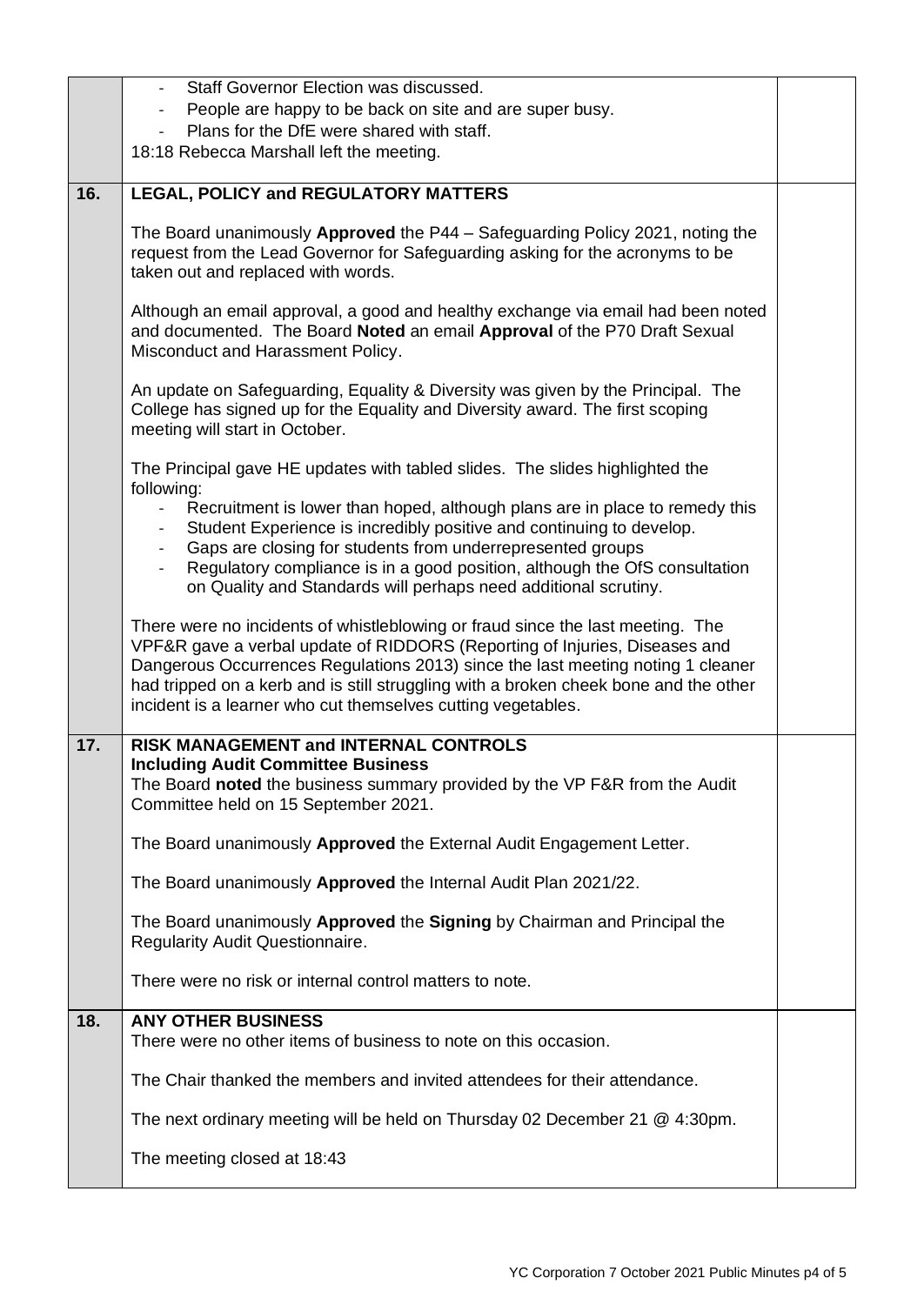- Staff Governor Election was discussed.
- People are happy to be back on site and are super busy.
- Plans for the DfE were shared with staff.

18:18 Rebecca Marshall left the meeting.

## 16. LEGAL, POLICY and REGULATORY MATTERS

The Board unanimously **Approved** the P44 – Safeguarding Policy 2021, noting the request from the Lead Governor for Safeguarding asking for the acronyms to be taken out and replaced with words.

Although an email approval, a good and healthy exchange via email had been noted and documented. The Board **Noted** an email **Approval** of the P70 Draft Sexual Misconduct and Harassment Policy.

An update on Safeguarding, Equality & Diversity was given by the Principal. The College has signed up for the Equality and Diversity award. The first scoping meeting will start in October.

The Principal gave HE updates with tabled slides. The slides highlighted the following:

- Recruitment is lower than hoped, although plans are in place to remedy this
- Student Experience is incredibly positive and continuing to develop.
- Gaps are closing for students from underrepresented groups
- Regulatory compliance is in a good position, although the OfS consultation on Quality and Standards will perhaps need additional scrutiny.

There were no incidents of whistleblowing or fraud since the last meeting. The VPF&R gave a verbal update of RIDDORS (Reporting of Injuries, Diseases and Dangerous Occurrences Regulations 2013) since the last meeting noting 1 cleaner had tripped on a kerb and is still struggling with a broken cheek bone and the other incident is a learner who cut themselves cutting vegetables.

## 17. RISK MANAGEMENT and INTERNAL CONTROLS

**Including Audit Committee Business**

The Board **noted** the business summary provided by the VP F&R from the Audit Committee held on 15 September 2021.

The Board unanimously **Approved** the External Audit Engagement Letter.

The Board unanimously **Approved** the Internal Audit Plan 2021/22.

The Board unanimously **Approved** the **Signing** by Chairman and Principal the Regularity Audit Questionnaire.

There were no risk or internal control matters to note.

## 18. ANY OTHER BUSINESS

There were no other items of business to note on this occasion.

The Chair thanked the members and invited attendees for their attendance.

The next ordinary meeting will be held on Thursday 02 December 21 @ 4:30pm.

The meeting closed at 18:43